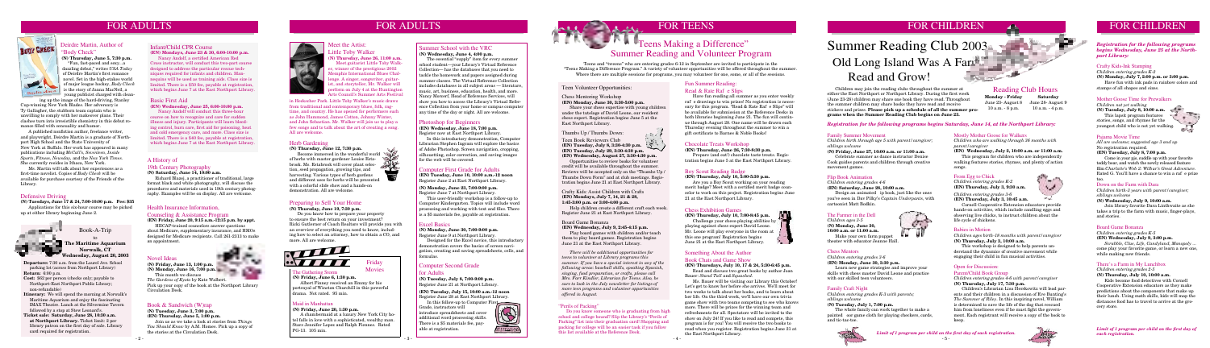# FOR ADULTS

## Deirdre Martin, Author of "Body Check"

**(N) Thursday, June 5, 7:30 p.m.**

"Fun, fast-paced and sexy... a dazzling debut," writes USA Today of Deirdre Martin's first romance novel. Set in the high-stakes world of major league hockey, *Body Check* is the story of Janna MacNeil, a young publicist charged with cleaning up the image of the hard-driving, Stanley Cup-winning New York Blades. Her adversary is Ty Gallagher, the stubborn team captain who is unwilling to comply with her makeover plans. Their clashes turn into irresistible chemistry in this debut romance filled with sensuality and humor.

A published nonfiction author, freelance writer, and playwright, Deirdre Martin is a graduate of Northport High School and the State University of New York at Buffalo. Her work has appeared in many publications including *McCall's*, *Seventeen*, *Inside Sports*, *Fitness*, *Newsday*, and the *New York Times*. She currently resides in Ithaca, New York.

Ms. Martin will talk about her experience as a first-time novelist. Copies of *Body Check* will be available for purchase courtesy of the Friends of the Library.

## Defensive Driving

**(N) Tuesdays, June 17 & 24, 7:00-10:00 p.m. Fee: $35**

Applications for this six-hour course may be picked up at either library beginning June 2.

## Book-A-Trip to The Maritime Aquarium Norwalk, CT Wednesday, August 20, 2003

**Departure:** 7:30 a.m. from the Laurel Ave. School parking lot (across from Northport Library)

**Return:** 6:00 p.m.

**Cost:** $62 per person (checks only; payable to Northport-East Northport Public Library; non-refundable)

**Itinerary:** We will spend the morning at Norwalk's Maritime Aquarium and enjoy the fascinating IMAX Theatre. Lunch at the Silvermine Tavern followed by a stop at Stew Leonard's.

**Ticket sale: Saturday, June 28, 9:30 a.m. at Northport Library.** Ticket limit: 2 per library patron on the first day of sale. Library card required for registration.

## Infant/Child CPR Course

**(EN) Mondays, June 23 & 30, 6:00-10:00 p.m.**

Nancy Amdorf, a certified American Red Cross instructor, will conduct this two-part course designed to address the particular rescue techniques required for infants and children. Mannequins will be used as training aids. Class size is limited. There is a $30 fee, payable at registration, which begins June 7 at the East Northport Library.

## Basic First Aid

**(EN) Wednesday, June 25, 6:00-10:00 p.m.**

Nancy Amdorf will conduct this three-hour course on how to recognize and care for sudden illness and injury. Participants will learn bleeding control, burn care, first aid for poisoning, heat and cold emergency care, and more. Class size is limited. There is a $40 fee, payable at registration, which begins June 7 at the East Northport Library.

## A History of 19th Century Photography

**(N) Saturday, June 14, 10:00 a.m.**

Richard Blazej, a practitioner of traditional, large format black and white photography, will discuss the procedures and materials used in 19th century photography. Examples will be on display. All are welcome.

## Health Insurance Information, Counseling & Assistance Program

**(EN) Friday, June 20, 9:15 a.m.-12:15 p.m. by appt.**

HIICAP-trained counselors answer questions about Medicare, supplementary insurance, and HMOs designed for Medicare recipients. Call 261-2313 to make an appointment.

## Novel Ideas

**(N) Friday, June 13, 1:00 p.m.**
**(N) Monday, June 16, 7:00 p.m.**

This month we discuss *The Garden of Eden* by Kate Walbert. Pick up your copy of the book at the Northport Library Circulation Desk.

## Book & Sandwich (W)rap

**(N) Tuesday, June 3, 7:00 p.m.**
**(EN) Thursday, June 5, 1:00 p.m.**

Join us as we take a look at stories from *Things You Should Know* by A.M. Homes. Pick up a copy of the stories at the Circulation Desk.

## Meet the Artist: Little Toby Walker

**(N) Thursday, June 26, 11:00 a.m.**

Meet guitarist Little Toby Walker, winner of the prestigious 2002 Memphis International Blues Challenge. A singer, songwriter, guitarist, and storyteller, Mr. Walker will perform in July 4 at the Huntington Arts Council's Summer Arts Festival in Heckscher Park. Little Toby Walker's music draws from traditional and contemporary blues, folk, ragtime, and country. He has opened for performers such as John Hammond, James Cotton, Johnny Winter, and John Sebastian. Mr. Walker will join us to play a few songs and to talk about the art of creating a song. All are welcome.

## Herb Gardening

**(N) Thursday, June 12, 7:30 p.m.**

Become immersed in the wonderful world of herbs with master gardener Louise Rettenbeck. Ms. Rettenbeck will cover plant selection, seed propagation, growing tips, and harvesting. Various types of herb gardens and different uses for herbs will be presented with a colorful slide show and a hands-on demonstration. All are welcome.

## Preparing to Sell Your Home

**(N) Thursday, June 19, 7:30 p.m.**

Do you know how to prepare your property to ensure the best return on your investment? Ricki Gutterman of Coach Realtors will provide you with an overview of everything you need to know, including how to select an attorney, how to obtain a CO, and more. All are welcome.

## Friday Movies

### The Gathering Storm

**(N) Friday, June 6, 1:30 p.m.**

Albert Finney received an Emmy for his portrayal of Winston Churchill in this powerful drama. Not rated. 95 min.

### Maid in Manhattan

**(N) Friday, June 20, 1:30 p.m.**

A chambermaid at a luxury New York City hotel falls in love with a sophisticated, wealthy man. Stars Jennifer Lopez and Ralph Fiennes. Rated PG-13. 105 min.

## Summer School with the VRC

**(N) Wednesday, June 4, 4:00 p.m.**

The essential "supply" item for every summer school student—your Library's Virtual Reference Collection—has the databases that you need to tackle the homework and papers assigned during summer classes. The Virtual Reference Collection includes databases in all subject areas — literature, music, art, business, education, health, and more. Nancy Morcerf, Head of Reference Services, will show you how to access the Library's Virtual Reference Collection from your home or campus computer any time of the day or night. All are welcome.

## Photoshop for Beginners

**(EN) Wednesday, June 18, 7:00 p.m.**
Register now at East Northport Library.

In this introductory demonstration, Computer Librarian Stephen Ingram will explore the basics of Adobe Photoshop. Screen navigation, cropping, silhouetting, color correction, and saving images for the web will be covered.

## Computer First Guide for Adults

**(EN) Tuesday, June 10, 10:00 a.m.-12 noon**
Register June 2 at East Northport Library.

**(N) Monday, June 23, 7:00-9:00 p.m.**
Register June 7 at Northport Library.

This user-friendly workshop is a follow-up to Computer Kindergarten. Topics will include word processing and working with text and files. There is a $5 materials fee, payable at registration.

## Excel Basics

**(N) Monday, June 30, 7:00-9:00 p.m.**
Register June 9 at Northport Library.

Designed for the Excel novice, this introductory demonstration covers the basics of screen navigation, creating and saving spreadsheets, cells, and formulas.

## Computer Second Grade for Adults

**(N) Tuesday, July 8, 7:00-9:00 p.m.**
Register June 21 at Northport Library.

**(EN) Tuesday, July 15, 10:00 a.m.-12 noon**
Register June 28 at East Northport Library.

In this follow-up to Computer First Grade, instructors will introduce spreadsheets and cover additional word processing skills. There is a $5 materials fee, payable at registration.

# FOR TEENS

## "Teens Making a Difference" Summer Reading and Volunteer Program

Teens and "tweens" who are entering grades 6-12 in September are invited to participate in the "Teens Making a Difference Program." A variety of volunteer opportunities will be offered throughout the summer. Where there are multiple sessions for programs, you may volunteer for one, some, or all of the sessions.

## Teen Volunteer Opportunities:

### Chess Mentoring Workshop

**(EN) Monday, June 30, 3:30-5:00 p.m.**

Share your chess expertise with young children under the tutelage of David Leone, our resident chess expert. Registration begins June 5 at the East Northport Library.

### Thumbs Up / Thumbs Down: Teen Book Reviewers Club

**(EN) Tuesday, July 8, 3:30-4:30 p.m.**
**(EN) Tuesday, July 29, 3:30-4:30 p.m.**
**(EN) Wednesday, August 27, 3:30-4:30 p.m.**

Opportunities to review books for volunteer credit will be available throughout the summer. Reviews will be accepted only on the 'Thumbs Up / Thumbs Down Form' and at club meetings. Registration begins June 21 at East Northport Library.

### Crafty Kids: Assist Children with Crafts

**(EN) Mondays, July 7, 14, 21 & 28, 1:45-3:00 p.m. or 3:00-4:00 p.m.**

Help children create a different craft each week. Register June 21 at East Northport Library.

### Board Game Bonanza

**(EN) Wednesday, July 9, 2:45-4:15 p.m.**

Play board games with children and/or teach them to play board games. Registration begins June 21 at the East Northport Library.

*There will be additional opportunities for teens to volunteer at Library programs this summer. If you have a special interest in any of the following areas: baseball skills, speaking Spanish, singing, food preparation, or crafts, please call Mrs. Fair Kindler, Librarian for Teens. Also, be sure to look in the July newsletter for listings of more teen programs and volunteer opportunities offered in August.*

### "Perils of Packing"

Do you know someone who is graduating from high school and college bound? Slip the Library's "Perils of Packing" list into their graduation card! Shopping and packing for college will be an easier task if you follow this list available at the Reference Desk.

## Fun Summer Reading: Read & Rate Raf e Slips

Have fun reading all summer as you enter weekly raf e drawings to win prizes! No registration is necessary for this program. "Read & Rate Raf e Slips" will be available for pick-up at the Reference Desks in both libraries beginning June 21. The fun will continue through August 29. One name will be drawn each Thursday evening throughout the summer to win a gift certificate to Barnes & Noble Books!

## Chocolate Treats Workshop

**(EN) Thursday, June 26, 7:30-8:30 p.m.**

Prepare and craft chocolate taste treats. Registration begins June 5 at the East Northport Library.

## Boy Scout Reading Badge

**(EN) Thursday, July 10, 3:00-3:30 p.m.**

Are you a Boy Scout working on your reading merit badge? Meet with a certified merit badge counselor to work on this project. Registration begins June 21 at the East Northport Library.

## Chess Exhibition Games

**(EN) Thursday, July 10, 7:00-8:45 p.m.**

Challenge your chess-playing abilities by playing against chess expert David Leone. Mr. Leone will play everyone in the room at this one program! Registration begins June 21 at the East Northport Library.

## Something About the Author Book Chats and Game Show

**(EN) Thursdays, July 10, 17 & 24, 3:30-4:45 p.m.**

Read and discuss two great books by author Joan Bauer: *Stand Tall* and *Squashed*.

Ms. Bauer will be visiting our Library this October! Let's get to know her before she arrives. We'll meet for two weeks to talk about her books, and to learn about her life. On the third week, we'll have our own trivia game show with two teams competing to see who knows more. There will be prizes for the winning team and refreshments for all. Spectators will be invited to the show on July 24! If you like to read and compete, this program is for you! You will receive the two books to read when you register. Registration begins June 21 at the East Northport Library.

# FOR CHILDREN

## Summer Reading Club 2003
## Old Long Island Was A Farm... Read and Grow!

Children may join the reading clubs throughout the summer at either the East Northport or Northport Library. During the first week (June 23-28) children may share one book they have read. Throughout the summer children may share books they have read and receive stickers and prizes. **Please pick up a schedule of all the summer programs when the Summer Reading Club begins on June 23.**

## Reading Club Hours

| Monday - Friday | Saturday |
|---|---|
| June 23- August 8 | June 28- August 9 |
| 10 a.m. - 8 p.m. | 10 a.m. - 4 p.m. |

***Registration for the following programs begins Saturday, June 14, at the Northport Library:***

### Family Summer Movement

*Children birth through age 5 with parent/caregiver; siblings welcome*

**(N) Friday, June 27, 10:00 a.m. or 11:00 a.m.**

Celebrate summer as dance instructor Denise Cook guides parents and children through creative movement games.

### Flip Book Animation

*Children entering grades 4-6*

**(EN) Saturday, June 28, 10:00 a.m.**

Design an animated flip book, just like the ones you've seen in Dav Pilkey's *Captain Underpants*, with cartoonist Matt Bodkin.

### The Farmer in the Dell

*Children ages 3-5*

**(N) Monday, June 30, 10:00 a.m. or 11:00 a.m.**

Make your own farm puppet theater with educator Jeanne Hall.

### Chess Mentors

*Children entering grades 1-6*

**(EN) Monday, June 30, 3:30 p.m.**

Learn new game strategies and improve your skills with chess master David Leone and practice with our skilled teen volunteers.

### Family Craft Night

*Children entering grades K-3 with parents; siblings welcome*

**(N) Tuesday, July 1, 7:00 p.m.**

The whole family can work together to make a personal game cloth for playing checkers, cards, and tic-tac-toe.

### Moody Mother Goose for Walkers

*Children who are walking through 36 months with parent/caregiver*

**(EN) Wednesday, July 2, 10:00 a.m. or 11:00 a.m.**

This program for children who are independently walking features stories, rhymes, and plenty of action songs.

### From Egg to Chick

*Children entering grades K-2*
**(EN) Thursday, July 3, 10:00 a.m.**

*Children entering grades 3-6*
**(EN) Thursday, July 3, 10:45 a.m.**

Cornell Cooperative Extension educators provide hands-on activities, which include candling eggs and observing live chicks, to instruct children about the life cycle of chickens.

### Babies in Motion

*Children ages birth-18 months with parent/caregiver*

**(N) Thursday, July 3, 10:00 a.m.**

This workshop is designed to help parents understand the dynamics of creative movement while engaging their child in fun musical activities.

### Open for Discussion: Parent/Child Book Group

*Children entering grades 4-6 with parent/caregiver*

**(N) Thursday, July 17, 7:30 p.m.**

Children's Librarian Lisa Herskowitz will lead parents and their children in a discussion of Eve Bunting's *The Summer of Riley*. In this inspiring novel, William is determined to save the life of the dog that rescued him from loneliness even if he must fight the government. Each registrant will receive a copy of the book to keep.

*Limit of 1 program per child on the first day of each registration.*

***Registration for the following programs begins Wednesday, June 25 at the Northport Library:***

### Crafty Kids-Ink Stamping

*Children entering grades K-2*

**(N) Monday, July 7, 2:00 p.m. or 3:00 p.m.**

Have fun with ink pads in rainbow colors and stamps of all shapes and sizes.

### Mother Goose Time for Prewalkers

*Children not yet walking*

**(N) Tuesday, July 8, 10:00 a.m.**

This lapsit program features stories, songs, and rhymes for the youngest child who is not yet walking.

### Pajama Movie Time

*All are welcome; suggested age 3 and up*

No registration required.

**(EN) Tuesday, July 8, 7:00 p.m.**

Come in your pjs, cuddle up with your favorite teddy bear, and watch the newly released feature film *Chuck and Beans: Wait 'n' Roll* at Fun Adventures. Rated G. You'll have a chance to win a raf e prize too.

### Down on the Farm with Dara

*Children birth-2 years with parent/caregiver; siblings welcome*

**(N) Wednesday, July 9, 10:00 a.m.**

Join library favorite Dara Linthwaite as she takes a trip to the farm with music, finger-plays, and stories.

### Board Game Bonanza

*Children entering grades K-5*

**(EN) Wednesday, July 9, 3:00 p.m.**

*Scrabble, Clue, Life, Candyland, Monopoly* — come play your favorite game, or learn a new one, while making new friends.

### There's a Farm in My Lunchbox

*Children entering grades 2-5*

**(N) Thursday, July 10, 10:00 a.m.**

Kids become food detectives with Cornell Cooperative Extension educators as they make predictions about the components that make up their lunch. Using math skills, kids will map the distances food has to travel to arrive at the grocery store.

*Limit of 1 program per child on the first day of each registration.*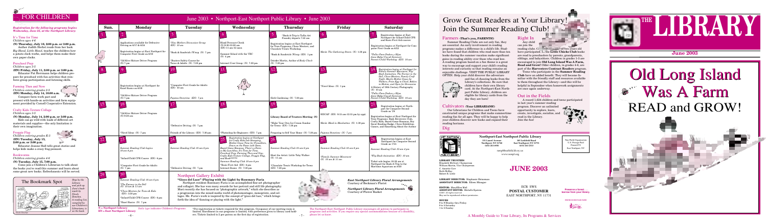# FOR CHILDREN

*Registration for the following programs begins Wednesday, June 25, at the Northport Library:*

### It's Time for Twins
*Children ages 4-6*

**(N) Thursday, July 10, 2:00 p.m. or 3:00 p.m.**
Author Judith Herbst reads from her book *Big Hand, Little Hand*, teaches the children how a potato clock works, and helps them make their own paper clocks.

### Preschool Prep
*Children ages 3-5*

**(EN) Friday, July 11, 2:00 p.m. or 3:00 p.m.**
Educator Pat Herrmann helps children prepare for preschool with fun activities that reinforce group participation and listening skills.

### Farming Then and Now
*Children entering grades 2-5*

**(EN) Monday, July 14, 3:00 p.m.**
Compare farm work past and present with hands-on activities and farm equipment provided by Cornell Cooperative Extension.

### Crafty Kids-Texture Collage
*Children ages 3-5*

**(N) Monday, July 14, 2:00 p.m. or 3:00 p.m.**
Kids can go wild with loads of different art materials and supplies—the only limitation is their own imagination.

### Froggie Flop
*Children entering grades K-3*

**(EN) Tuesday, July 15, 2:00 p.m. or 3:00 p.m.**
Educator Jeanne Hall tells great stories and helps kids make a crazy frog puppet.

### Bookworms
*Children entering grades 4-6*

**(N) Tuesday, July 15, 7:00 p.m.**
Come join a Children's Librarian to talk about the books you've read this summer and learn about some great new books. Refreshments will be served.

### The Bookmark Spot

Stop by the Library and pick up June's bookmark by Nicole Stenborn. A reading list, compiled by our Children's Librarians, is on the back.

# June 2003 • Northport-East Northport Public Library • June 2003

| Sun. | Monday | Tuesday | Wednesday | Thursday | Friday | Saturday |
|---|---|---|---|---|---|---|
| 1 | 2 Applications available for Defensive Driving on 6/17 & 6/23; Registration begins at East Northport for Computer First Grade on 6/18; *56/Alive Mature Driver Program (N) 1 pm | 3 *New Mothers Discussion Group (EN) 10 am; *Book & Sandwich (W)rap (N) 7 pm; *Boaters Safety Course for Teens & Adults (N) 7:30 pm | 4 Blood Pressure Check (N) 9:30-10:30 am (EN) 11 am-12 noon; Summer School with the VHC (N) 4 pm; Internet User Group (N) 7:30 pm | 5 *Back-A-Trip to Tallin Art Foundry departs 7:45 am; Registration begins at East Northport for Teen Programs: Chess Masters, and Chocolate Treats Workshop; *Book & Sandwich (W)rap (EN) 1 pm; Deirdre Martin, Author of *Body Check* (N) 7:30 pm | 6 *Movie: The Gathering Storm* (N) 1:30 pm | 7 Registration begins at East Northport for Infant/Child CPR and Basic First Aid courses; Registration begins at Northport for Computer First Grade on 6/23; *Tellin' Pure Pudens y Hijos Anna Baba! Vocab Services! Parent/Child Workshop (EN) 10 am |
| 8 | 9 Registration begins at Northport for Excel Basics on 6/30; *56/Alive Mature Driver Program (N) 1 pm | 10 *Computer First Grade for Adults (EN) 10 am; *Pajama Storytime (EN) 7 pm* | 11 | 12 Herb Gardening (N) 7:30 pm | 13 *Novel Ideas (N) 1 pm | 14 *Registration begins at Northport for Family Summer Movement, Hip Hop Animation, The Farmer in the Dell, Cows Moo-ove Animals, Family Craft Night, Mostly Mother Goose for Walkers, From Egg to Chick, Bakers in Motion, and Opera for Dinosaurs*; A History of 19th Century Photography (N) 10 am; *Tellin' Pure Pudens y Hijos Anna Baba! Vocab Services! Parent/Child Workshop (EN) 10 am |
| 15 | 16 *56/Alive Mature Driver Program (N) 9:30 am; *Novel Ideas (N) 7 pm | 17 *Defensive Driving (N) 7 pm; Friends of the Library (EN) 7:30 pm | 18 *Photoshop for Beginners (EN) 7 pm | 19 **Library Board of Trustees Meeting (N)**; *Make Your Own Ice Cream Sundae for Teens (EN) 7:30 pm; Preparing to Sell Your Home (N) 7:30 pm | 20 HICAP (EN) 9:15 am-12:15 pm by appt.; *Movie: Basil in Moscabitas* (N) 1:30 pm | 21 Registration begins at Northport for Computer Second Grade on 7/8; Registration begins at East Northport for Teen Programs: Book Reviewers Club, Crafty Kids, Board Game Bonanza, Scat Scout Reading Badge, Chess Exhibition Games, and Something About the Author |
| 22 | 23 *Summer Reading Club begins 10 am-8 pm*; *Infant/Child CPR Course (EN) 6 pm; *Computer First Grade for Adults (N) 7 pm | 24 *Summer Reading Club 10 am-8 pm*; *Defensive Driving (N) 7 pm | 25 *Registration begins at East Northport for Crafty Kids-Texture Collage, Mother Goose Time for Preschoolers, Down on the Farm with Dave, Board Game Bonanza, There's a Horse in My Lunchbox, It's Time for Time, Preschool Prep, Farming Then and Now, Crafty Kids-Texture Collage, Froggie Flop, and Bookworms*; *Summer Reading Club 10 am-8 pm*; *Basic First Aid (EN) 6 pm; *Basic First Aid (EN) 6 pm; *Internet Basics (N) 7:30 pm | 26 *Summer Reading Club 10 am-8 pm*; Meet the Artist: Little Toby Walker (N) 11 am; *Chocolate Treats Workshop for Teens (EN) 7:30 pm | 27 *Summer Reading Club 10 am-8 pm*; *Family Summer Movement (N) 10 am & 11 am | 28 Registration begins at East Northport for Computer Second Grade on 7/15; *Summer Reading Club 10 am-5 pm*; *Hip Hop Animation (EN) 10 am; Ticket sale begins 10:30 am at Northport for Book-A-Trip to the Maritime Aquarium on 8/20 |
| 29 | 30 *Summer Reading Club 10 am-8 pm*; *The Farmer in the Dell (N) 10 am & 11 am*; *Chess Masters for Teens & Kids (EN) 3:30 pm*; *Infant/Child CPR Course (EN) 6 pm; *Excel Basics (N) 7 pm | | | | | |

### Northport Gallery Exhibit

**"Gioco del Luce" (Playing with the Light) by Rosemary Furia**
Northport resident Rosemary Furia is an accomplished fine-art photographer and collagist. She has won many awards for her portrait and still life photography. Most recently she has focused on "photographic artwork," which she describes as a progression into the mixed media world of photomontages, monoprints, and collages. Ms. Furia's work is inspired by the concept of "gioco del luce," which brings forth the idea of "dancing or playing with the light."

**East Northport Library Floral Arrangements**
Courtesy of Beckman's Florist

**Northport Library Floral Arrangements**
Courtesy of Flower Basket

**N = Northport Library**
**EN = East Northport Library**

*Italic type indicates Children's Programs*

*Pre-registration or tickets required for this program. Occupancy of our meeting room is limited. Enrollment in our programs is limited, with preference given to library card holders. Tickets limited to 2 per patron on the first day of registration.

The Northport-East Northport Public Library encourages all patrons to participate in programs and activities. If you require any special accommodations because of a disability, please let us know.

# Grow Great Readers at Your Library! Join the Summer Reading Club!

### Farmers (That's you, PARENTS!)

Summer Reading Clubs are not only fun, they are essential. An early involvement in reading programs makes a difference in a child's life. Studies have found that children who read more than ten books during the summer vacation make significant gains in reading ability over those who read less. A reading program based on a fun theme is a great way to encourage and support your child's reading interests and curiosity so that reading remains an enjoyable challenge. VISIT THE PUBLIC LIBRARY OFTEN. Help your child discover the adventure and fun of choosing books from the Library's collections. Be sure that children have their own library card. At the Northport-East Northport Public Library, children are eligible for library cards from the day they are born!

### Cultivators (Your LIBRARIANS!)

Our Librarians for Children and Teens have constructed unique programs that make summertime reading fun for all ages. They will be happy to help your children discover new books and expand their reading horizons.

### Dig

### Right In

Any child can join the reading clubs. Children under two years old have participated. In the **Little Chicks Club** books are read to preschoolers by parents, grandparents, siblings, and babysitters. Children in grades 1-3 are encouraged to join **Old Long Island Was A Farm, Read and Grow!** Older children, in grades 4-6, are part of the **Harvesters Contract Readers** program. Teens who participate in the **Summer Reading Club** have an added benefit. They will become familiar with the friendly staff and resources available to them throughout the Library—and this will be helpful in September when homework assignments are once again underway.

### Out in the Fields

A record 1,624 children and teens participated in last year's summer reading program. Discover an unlimited opportunity to explore, learn, create, investigate, socialize, and read in the Library. Join the fun!

**Northport-East Northport Public Library**

151 Laurel Avenue
Northport, NY 11768
(631) 261-6930

185 Larkfield Road
East Northport, NY 11731
(631) 261-2313

nenpl@suffolk.lib.ny.us
www.nenpl.org

Non-Profit Organization
U.S. Postage Paid
Permit 874
East Northport, NY

**LIBRARY TRUSTEES**
Elizabeth McGrael, Chairperson
William Martin, Vice Chairperson
C. Annette Carr
Ruth McKay
Robert E. Little

**LIBRARY DIRECTOR:** Stephanie Heineman
**ASSISTANT DIRECTOR:** Eileen Minogue

**EDITOR:** MaryEllen Mull
**ASSISTANT EDITOR:** Michelle Epstein
©2003 Northport-East Northport Public Library
May not be reproduced without permission.

**HOURS**
9 to 9 Monday thru Friday
9 to 5 Saturday
1 to 5 Sunday

# JUNE 2003

ECR SWS
**POSTAL CUSTOMER**
EAST NORTHPORT, NY 11731

Preserve a forest... borrow from your library.

# THE LIBRARY

**June 2003**

# Old Long Island Was A Farm
# READ and GROW!

A Monthly Guide to Your Library, Its Programs & Services